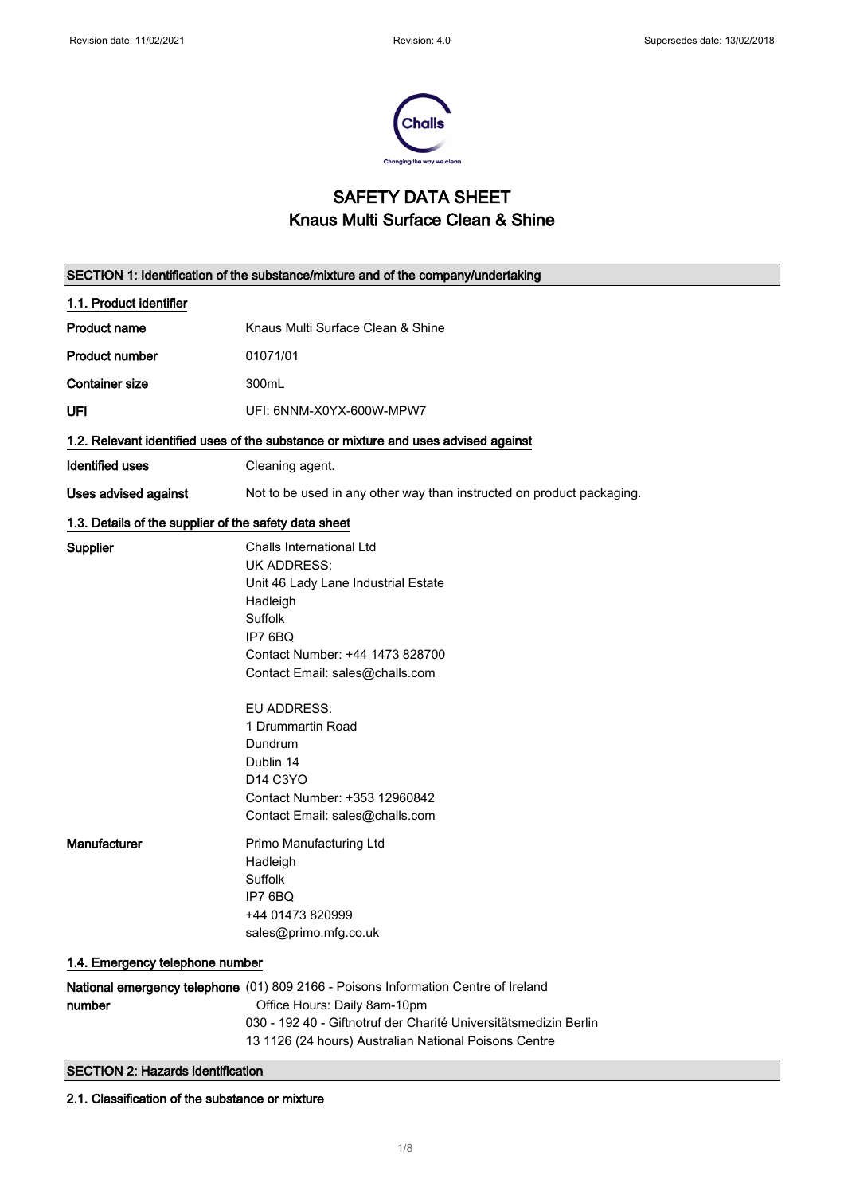# SAFETY DATA SHEET
# Knaus Multi Surface Clean & Shine

## SECTION 1: Identification of the substance/mixture and of the company/undertaking

### 1.1. Product identifier

| | |
|---|---|
| **Product name** | Knaus Multi Surface Clean & Shine |
| **Product number** | 01071/01 |
| **Container size** | 300mL |
| **UFI** | UFI: 6NNM-X0YX-600W-MPW7 |

### 1.2. Relevant identified uses of the substance or mixture and uses advised against

| | |
|---|---|
| **Identified uses** | Cleaning agent. |
| **Uses advised against** | Not to be used in any other way than instructed on product packaging. |

### 1.3. Details of the supplier of the safety data sheet

**Supplier**

Challs International Ltd
UK ADDRESS:
Unit 46 Lady Lane Industrial Estate
Hadleigh
Suffolk
IP7 6BQ
Contact Number: +44 1473 828700
Contact Email: sales@challs.com

EU ADDRESS:
1 Drummartin Road
Dundrum
Dublin 14
D14 C3YO
Contact Number: +353 12960842
Contact Email: sales@challs.com

**Manufacturer**

Primo Manufacturing Ltd
Hadleigh
Suffolk
IP7 6BQ
+44 01473 820999
sales@primo.mfg.co.uk

### 1.4. Emergency telephone number

**National emergency telephone number**

(01) 809 2166 - Poisons Information Centre of Ireland
Office Hours: Daily 8am-10pm
030 - 192 40 - Giftnotruf der Charité Universitätsmedizin Berlin
13 1126 (24 hours) Australian National Poisons Centre

## SECTION 2: Hazards identification

### 2.1. Classification of the substance or mixture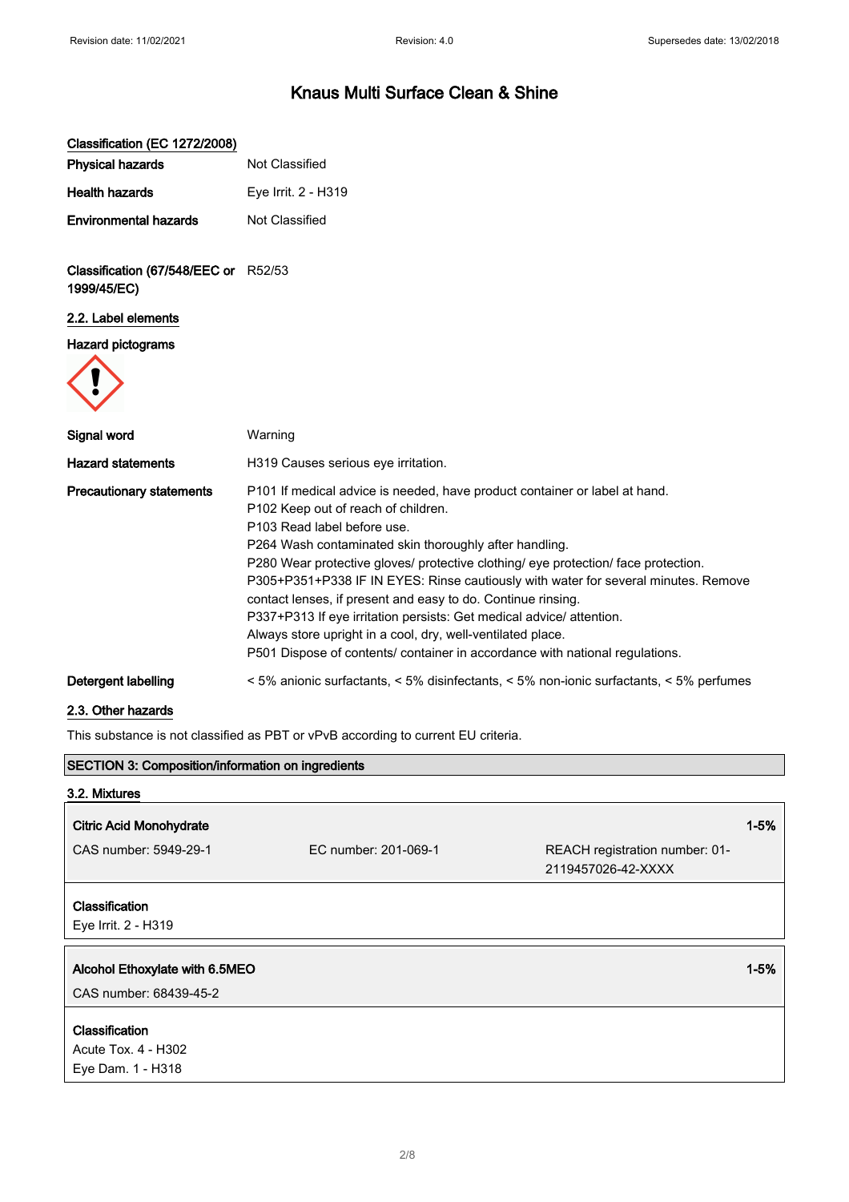# Knaus Multi Surface Clean & Shine

**Classification (EC 1272/2008)**

| | |
|---|---|
| **Physical hazards** | Not Classified |
| **Health hazards** | Eye Irrit. 2 - H319 |
| **Environmental hazards** | Not Classified |

**Classification (67/548/EEC or 1999/45/EC)** R52/53

## 2.2. Label elements

**Hazard pictograms**

**Signal word** Warning

**Hazard statements** H319 Causes serious eye irritation.

**Precautionary statements**

P101 If medical advice is needed, have product container or label at hand.
P102 Keep out of reach of children.
P103 Read label before use.
P264 Wash contaminated skin thoroughly after handling.
P280 Wear protective gloves/ protective clothing/ eye protection/ face protection.
P305+P351+P338 IF IN EYES: Rinse cautiously with water for several minutes. Remove contact lenses, if present and easy to do. Continue rinsing.
P337+P313 If eye irritation persists: Get medical advice/ attention.
Always store upright in a cool, dry, well-ventilated place.
P501 Dispose of contents/ container in accordance with national regulations.

**Detergent labelling** < 5% anionic surfactants, < 5% disinfectants, < 5% non-ionic surfactants, < 5% perfumes

## 2.3. Other hazards

This substance is not classified as PBT or vPvB according to current EU criteria.

## SECTION 3: Composition/information on ingredients

### 3.2. Mixtures

| **Citric Acid Monohydrate** | | **1-5%** |
|---|---|---|
| CAS number: 5949-29-1 | EC number: 201-069-1 | REACH registration number: 01-2119457026-42-XXXX |

**Classification**
Eye Irrit. 2 - H319

| **Alcohol Ethoxylate with 6.5MEO** | **1-5%** |
|---|---|
| CAS number: 68439-45-2 | |

**Classification**
Acute Tox. 4 - H302
Eye Dam. 1 - H318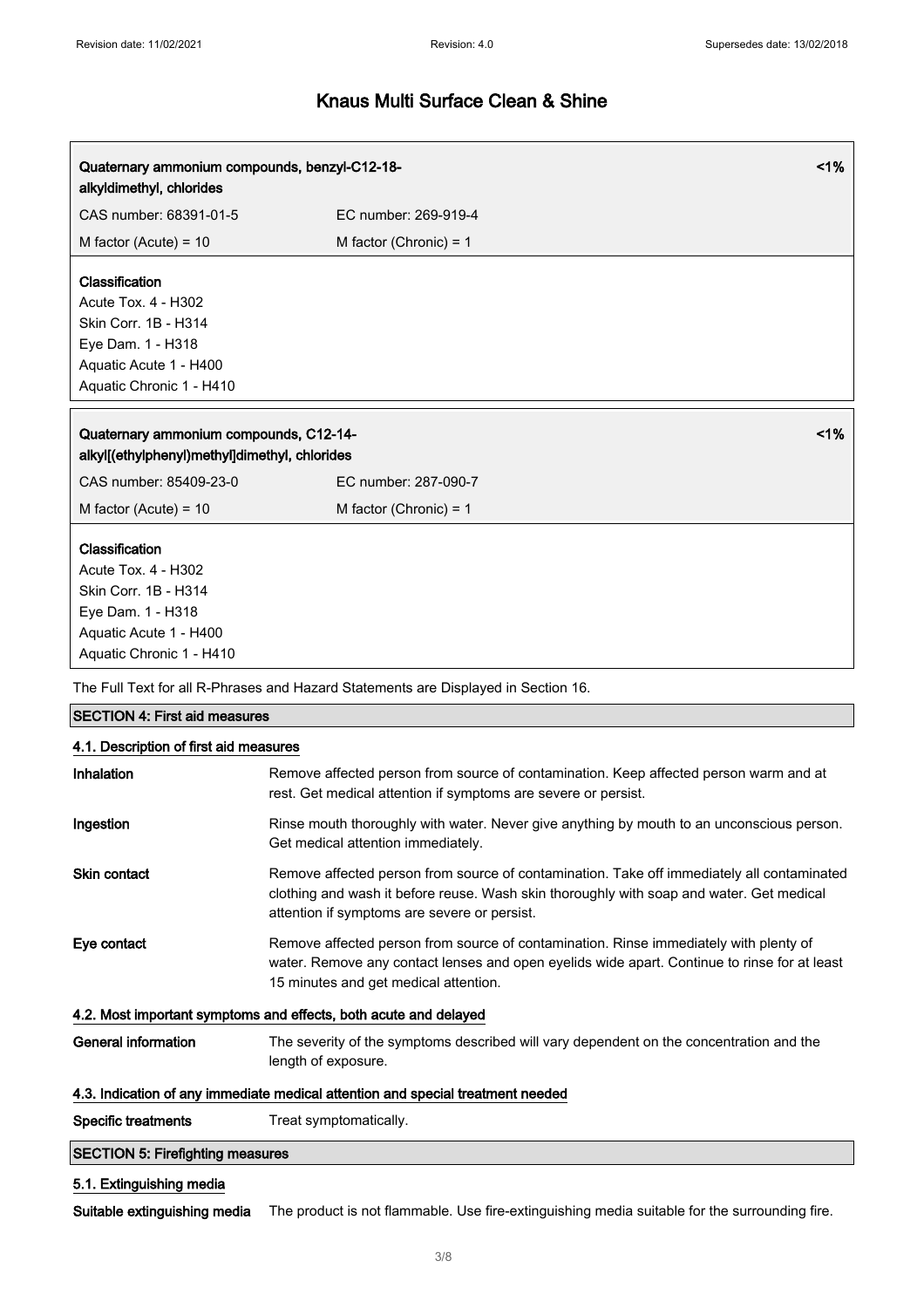| Quaternary ammonium compounds, benzyl-C12-18-alkyldimethyl, chlorides | | <1% |
|---|---|---|
| CAS number: 68391-01-5 | EC number: 269-919-4 | |
| M factor (Acute) = 10 | M factor (Chronic) = 1 | |

**Classification**
Acute Tox. 4 - H302
Skin Corr. 1B - H314
Eye Dam. 1 - H318
Aquatic Acute 1 - H400
Aquatic Chronic 1 - H410

| Quaternary ammonium compounds, C12-14-alkyl[(ethylphenyl)methyl]dimethyl, chlorides | | <1% |
|---|---|---|
| CAS number: 85409-23-0 | EC number: 287-090-7 | |
| M factor (Acute) = 10 | M factor (Chronic) = 1 | |

**Classification**
Acute Tox. 4 - H302
Skin Corr. 1B - H314
Eye Dam. 1 - H318
Aquatic Acute 1 - H400
Aquatic Chronic 1 - H410

The Full Text for all R-Phrases and Hazard Statements are Displayed in Section 16.

## SECTION 4: First aid measures

### 4.1. Description of first aid measures

**Inhalation**
Remove affected person from source of contamination. Keep affected person warm and at rest. Get medical attention if symptoms are severe or persist.

**Ingestion**
Rinse mouth thoroughly with water. Never give anything by mouth to an unconscious person. Get medical attention immediately.

**Skin contact**
Remove affected person from source of contamination. Take off immediately all contaminated clothing and wash it before reuse. Wash skin thoroughly with soap and water. Get medical attention if symptoms are severe or persist.

**Eye contact**
Remove affected person from source of contamination. Rinse immediately with plenty of water. Remove any contact lenses and open eyelids wide apart. Continue to rinse for at least 15 minutes and get medical attention.

### 4.2. Most important symptoms and effects, both acute and delayed

**General information**
The severity of the symptoms described will vary dependent on the concentration and the length of exposure.

### 4.3. Indication of any immediate medical attention and special treatment needed

**Specific treatments**
Treat symptomatically.

## SECTION 5: Firefighting measures

### 5.1. Extinguishing media

**Suitable extinguishing media**
The product is not flammable. Use fire-extinguishing media suitable for the surrounding fire.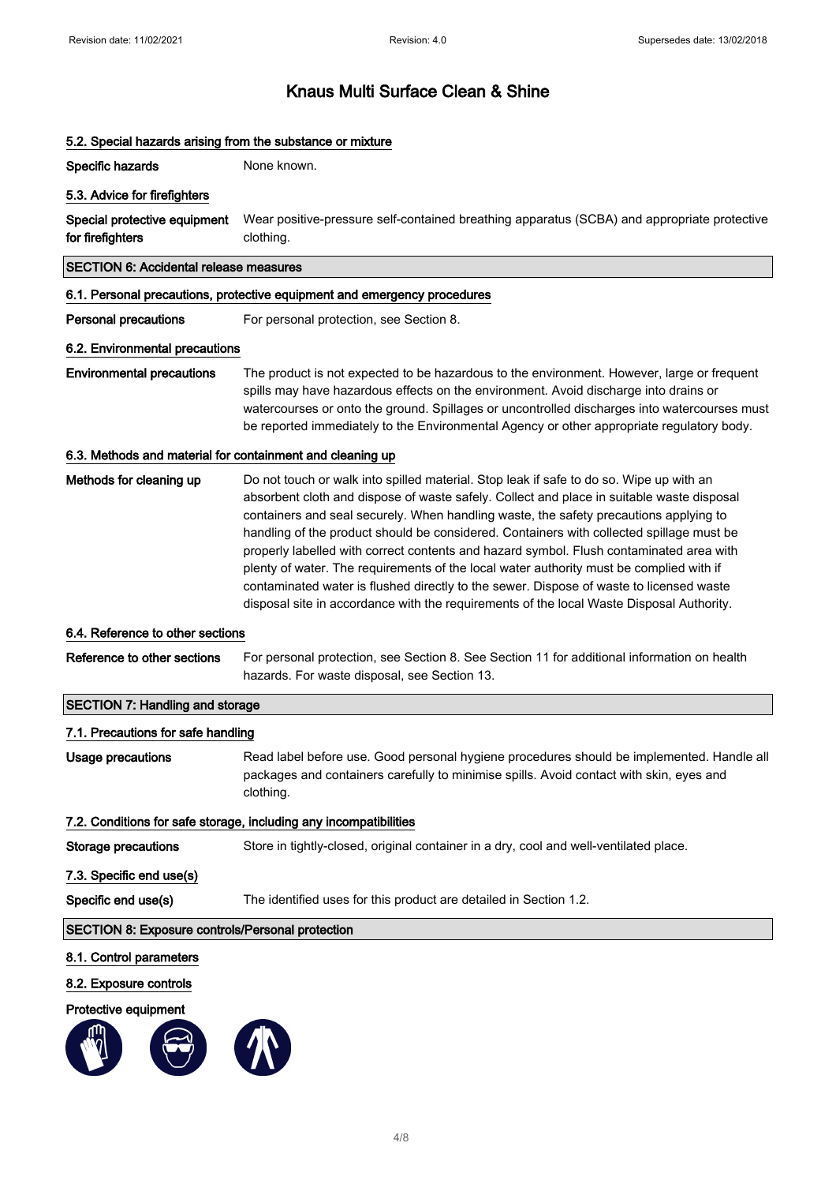# Knaus Multi Surface Clean & Shine

### 5.2. Special hazards arising from the substance or mixture

**Specific hazards** None known.

### 5.3. Advice for firefighters

**Special protective equipment for firefighters** Wear positive-pressure self-contained breathing apparatus (SCBA) and appropriate protective clothing.

## SECTION 6: Accidental release measures

### 6.1. Personal precautions, protective equipment and emergency procedures

**Personal precautions** For personal protection, see Section 8.

### 6.2. Environmental precautions

**Environmental precautions** The product is not expected to be hazardous to the environment. However, large or frequent spills may have hazardous effects on the environment. Avoid discharge into drains or watercourses or onto the ground. Spillages or uncontrolled discharges into watercourses must be reported immediately to the Environmental Agency or other appropriate regulatory body.

### 6.3. Methods and material for containment and cleaning up

**Methods for cleaning up** Do not touch or walk into spilled material. Stop leak if safe to do so. Wipe up with an absorbent cloth and dispose of waste safely. Collect and place in suitable waste disposal containers and seal securely. When handling waste, the safety precautions applying to handling of the product should be considered. Containers with collected spillage must be properly labelled with correct contents and hazard symbol. Flush contaminated area with plenty of water. The requirements of the local water authority must be complied with if contaminated water is flushed directly to the sewer. Dispose of waste to licensed waste disposal site in accordance with the requirements of the local Waste Disposal Authority.

### 6.4. Reference to other sections

**Reference to other sections** For personal protection, see Section 8. See Section 11 for additional information on health hazards. For waste disposal, see Section 13.

## SECTION 7: Handling and storage

### 7.1. Precautions for safe handling

**Usage precautions** Read label before use. Good personal hygiene procedures should be implemented. Handle all packages and containers carefully to minimise spills. Avoid contact with skin, eyes and clothing.

### 7.2. Conditions for safe storage, including any incompatibilities

**Storage precautions** Store in tightly-closed, original container in a dry, cool and well-ventilated place.

### 7.3. Specific end use(s)

**Specific end use(s)** The identified uses for this product are detailed in Section 1.2.

## SECTION 8: Exposure controls/Personal protection

### 8.1. Control parameters

### 8.2. Exposure controls

**Protective equipment**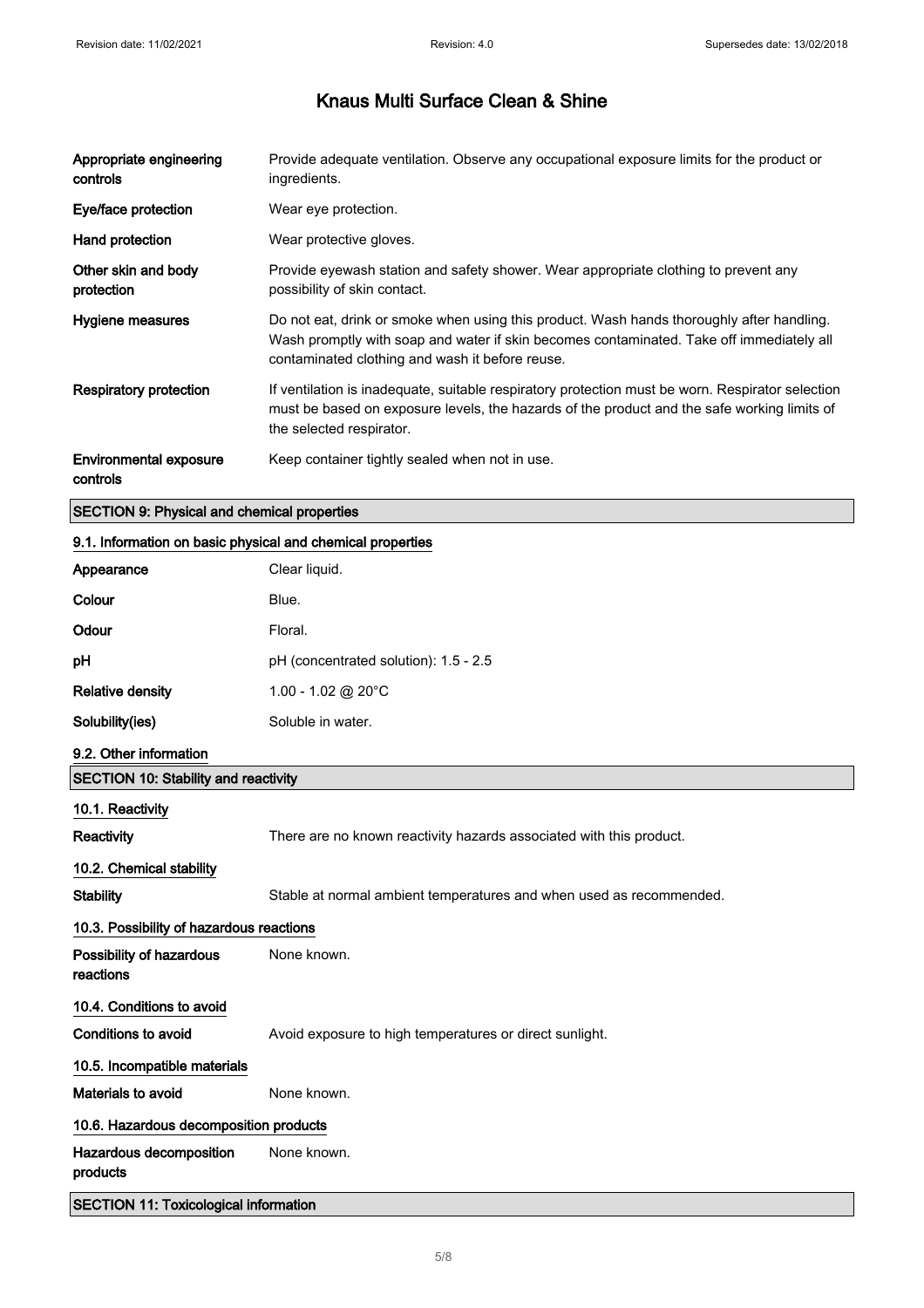# Knaus Multi Surface Clean & Shine

| | |
|---|---|
| **Appropriate engineering controls** | Provide adequate ventilation. Observe any occupational exposure limits for the product or ingredients. |
| **Eye/face protection** | Wear eye protection. |
| **Hand protection** | Wear protective gloves. |
| **Other skin and body protection** | Provide eyewash station and safety shower. Wear appropriate clothing to prevent any possibility of skin contact. |
| **Hygiene measures** | Do not eat, drink or smoke when using this product. Wash hands thoroughly after handling. Wash promptly with soap and water if skin becomes contaminated. Take off immediately all contaminated clothing and wash it before reuse. |
| **Respiratory protection** | If ventilation is inadequate, suitable respiratory protection must be worn. Respirator selection must be based on exposure levels, the hazards of the product and the safe working limits of the selected respirator. |
| **Environmental exposure controls** | Keep container tightly sealed when not in use. |

## SECTION 9: Physical and chemical properties

### 9.1. Information on basic physical and chemical properties

| | |
|---|---|
| **Appearance** | Clear liquid. |
| **Colour** | Blue. |
| **Odour** | Floral. |
| **pH** | pH (concentrated solution): 1.5 - 2.5 |
| **Relative density** | 1.00 - 1.02 @ 20°C |
| **Solubility(ies)** | Soluble in water. |

### 9.2. Other information

## SECTION 10: Stability and reactivity

### 10.1. Reactivity

**Reactivity** There are no known reactivity hazards associated with this product.

### 10.2. Chemical stability

**Stability** Stable at normal ambient temperatures and when used as recommended.

### 10.3. Possibility of hazardous reactions

**Possibility of hazardous reactions** None known.

### 10.4. Conditions to avoid

**Conditions to avoid** Avoid exposure to high temperatures or direct sunlight.

### 10.5. Incompatible materials

**Materials to avoid** None known.

### 10.6. Hazardous decomposition products

**Hazardous decomposition products** None known.

## SECTION 11: Toxicological information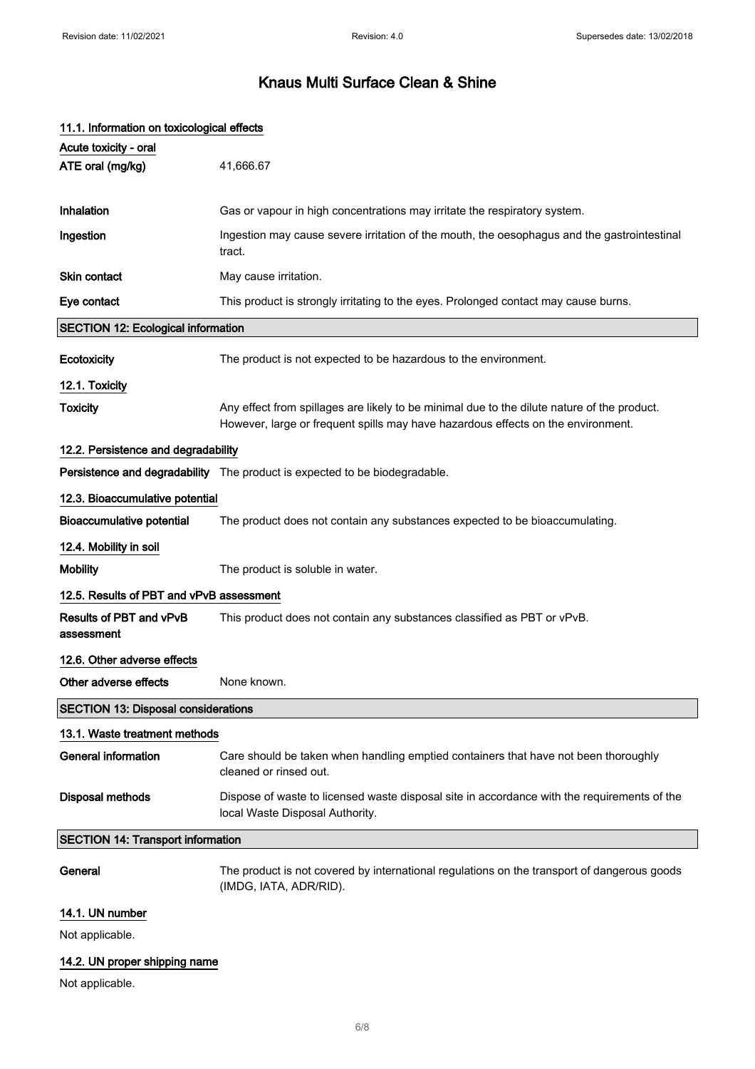# Knaus Multi Surface Clean & Shine

### 11.1. Information on toxicological effects

**Acute toxicity - oral**

| | |
|---|---|
| **ATE oral (mg/kg)** | 41,666.67 |
| **Inhalation** | Gas or vapour in high concentrations may irritate the respiratory system. |
| **Ingestion** | Ingestion may cause severe irritation of the mouth, the oesophagus and the gastrointestinal tract. |
| **Skin contact** | May cause irritation. |
| **Eye contact** | This product is strongly irritating to the eyes. Prolonged contact may cause burns. |

## SECTION 12: Ecological information

**Ecotoxicity** The product is not expected to be hazardous to the environment.

### 12.1. Toxicity

**Toxicity** Any effect from spillages are likely to be minimal due to the dilute nature of the product. However, large or frequent spills may have hazardous effects on the environment.

### 12.2. Persistence and degradability

**Persistence and degradability** The product is expected to be biodegradable.

### 12.3. Bioaccumulative potential

**Bioaccumulative potential** The product does not contain any substances expected to be bioaccumulating.

### 12.4. Mobility in soil

**Mobility** The product is soluble in water.

### 12.5. Results of PBT and vPvB assessment

**Results of PBT and vPvB assessment** This product does not contain any substances classified as PBT or vPvB.

### 12.6. Other adverse effects

**Other adverse effects** None known.

## SECTION 13: Disposal considerations

### 13.1. Waste treatment methods

**General information** Care should be taken when handling emptied containers that have not been thoroughly cleaned or rinsed out.

**Disposal methods** Dispose of waste to licensed waste disposal site in accordance with the requirements of the local Waste Disposal Authority.

## SECTION 14: Transport information

**General** The product is not covered by international regulations on the transport of dangerous goods (IMDG, IATA, ADR/RID).

### 14.1. UN number

Not applicable.

### 14.2. UN proper shipping name

Not applicable.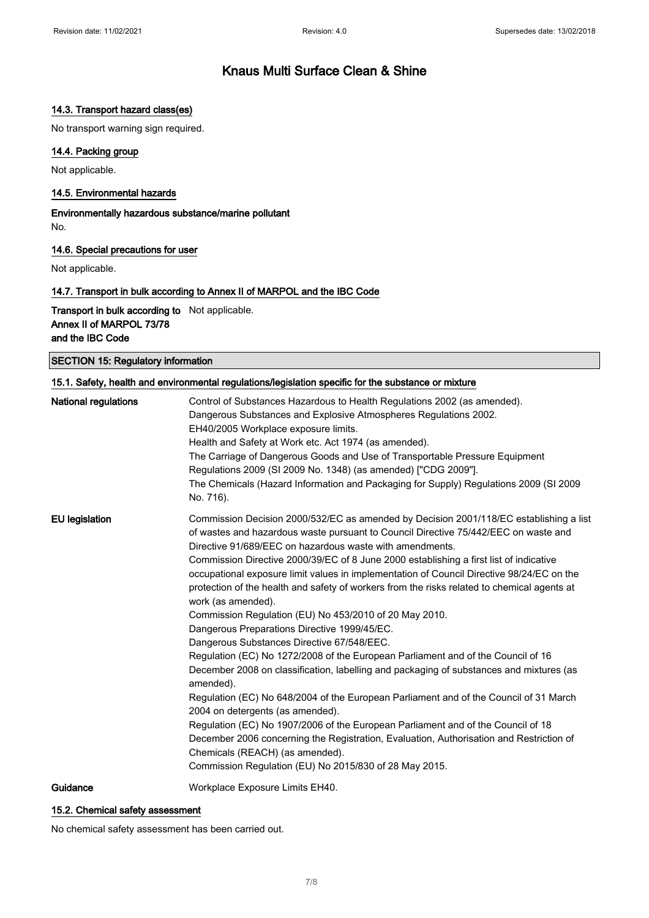### 14.3. Transport hazard class(es)

No transport warning sign required.

### 14.4. Packing group

Not applicable.

### 14.5. Environmental hazards

**Environmentally hazardous substance/marine pollutant**

No.

### 14.6. Special precautions for user

Not applicable.

### 14.7. Transport in bulk according to Annex II of MARPOL and the IBC Code

| | |
|---|---|
| **Transport in bulk according to Annex II of MARPOL 73/78 and the IBC Code** | Not applicable. |

## SECTION 15: Regulatory information

### 15.1. Safety, health and environmental regulations/legislation specific for the substance or mixture

| | |
|---|---|
| **National regulations** | Control of Substances Hazardous to Health Regulations 2002 (as amended).<br>Dangerous Substances and Explosive Atmospheres Regulations 2002.<br>EH40/2005 Workplace exposure limits.<br>Health and Safety at Work etc. Act 1974 (as amended).<br>The Carriage of Dangerous Goods and Use of Transportable Pressure Equipment Regulations 2009 (SI 2009 No. 1348) (as amended) ["CDG 2009"].<br>The Chemicals (Hazard Information and Packaging for Supply) Regulations 2009 (SI 2009 No. 716). |
| **EU legislation** | Commission Decision 2000/532/EC as amended by Decision 2001/118/EC establishing a list of wastes and hazardous waste pursuant to Council Directive 75/442/EEC on waste and Directive 91/689/EEC on hazardous waste with amendments.<br>Commission Directive 2000/39/EC of 8 June 2000 establishing a first list of indicative occupational exposure limit values in implementation of Council Directive 98/24/EC on the protection of the health and safety of workers from the risks related to chemical agents at work (as amended).<br>Commission Regulation (EU) No 453/2010 of 20 May 2010.<br>Dangerous Preparations Directive 1999/45/EC.<br>Dangerous Substances Directive 67/548/EEC.<br>Regulation (EC) No 1272/2008 of the European Parliament and of the Council of 16 December 2008 on classification, labelling and packaging of substances and mixtures (as amended).<br>Regulation (EC) No 648/2004 of the European Parliament and of the Council of 31 March 2004 on detergents (as amended).<br>Regulation (EC) No 1907/2006 of the European Parliament and of the Council of 18 December 2006 concerning the Registration, Evaluation, Authorisation and Restriction of Chemicals (REACH) (as amended).<br>Commission Regulation (EU) No 2015/830 of 28 May 2015. |
| **Guidance** | Workplace Exposure Limits EH40. |

### 15.2. Chemical safety assessment

No chemical safety assessment has been carried out.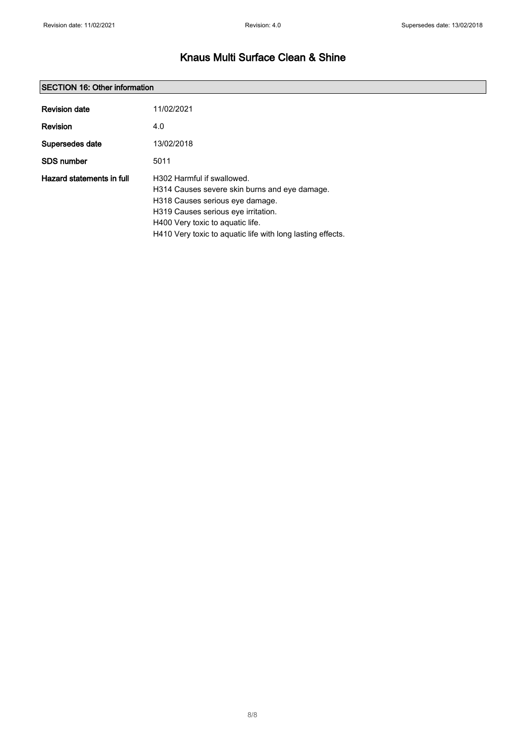# Knaus Multi Surface Clean & Shine

## SECTION 16: Other information

| | |
|---|---|
| **Revision date** | 11/02/2021 |
| **Revision** | 4.0 |
| **Supersedes date** | 13/02/2018 |
| **SDS number** | 5011 |
| **Hazard statements in full** | H302 Harmful if swallowed.<br>H314 Causes severe skin burns and eye damage.<br>H318 Causes serious eye damage.<br>H319 Causes serious eye irritation.<br>H400 Very toxic to aquatic life.<br>H410 Very toxic to aquatic life with long lasting effects. |